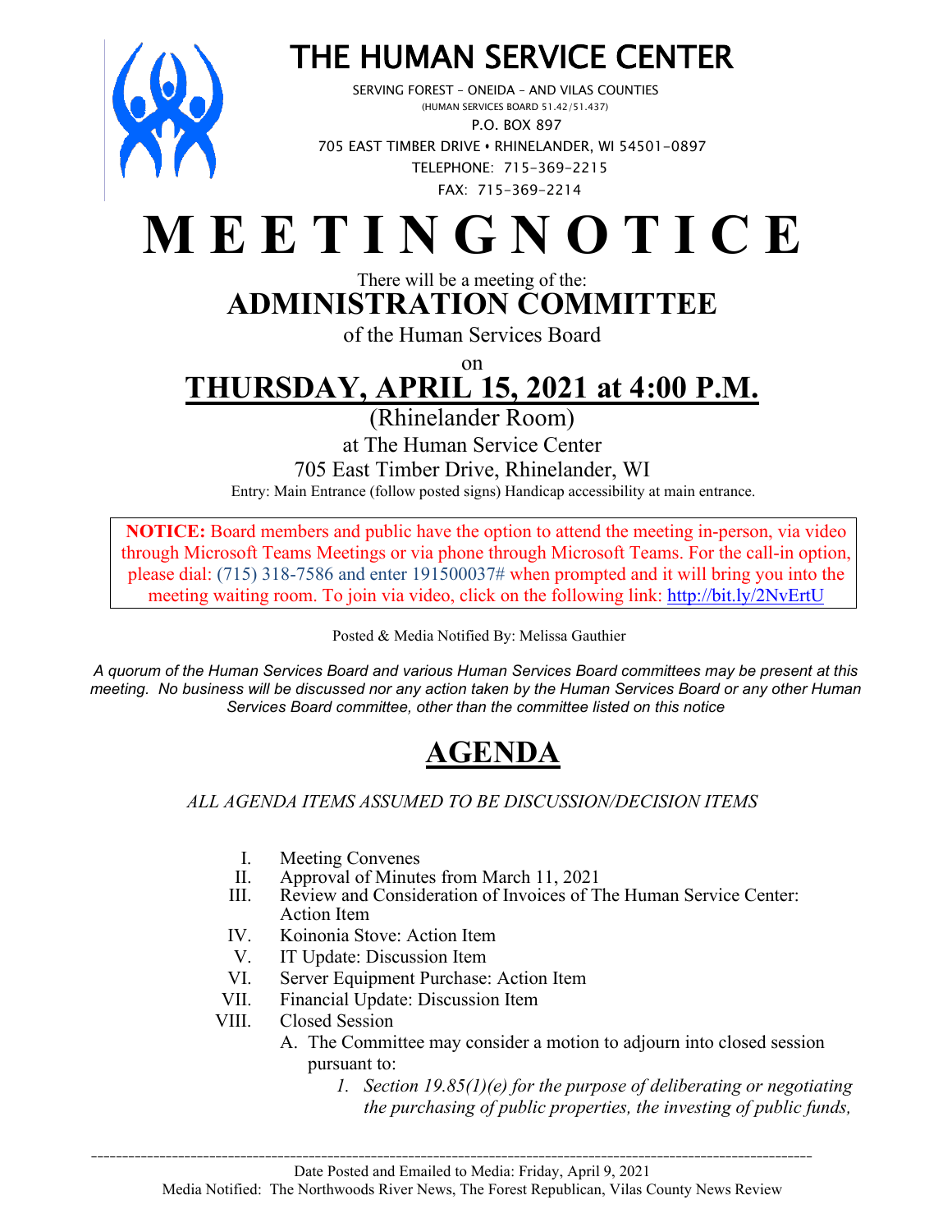# THE HUMAN SERVICE CENTER

SERVING FOREST – ONEIDA – AND VILAS COUNTIES
(HUMAN SERVICES BOARD 51.42/51.437)
P.O. BOX 897
705 EAST TIMBER DRIVE • RHINELANDER, WI 54501-0897
TELEPHONE: 715-369-2215
FAX: 715-369-2214

# M E E T I N G N O T I C E

There will be a meeting of the:

## ADMINISTRATION COMMITTEE

of the Human Services Board

on

## THURSDAY, APRIL 15, 2021 at 4:00 P.M.

(Rhinelander Room)
at The Human Service Center
705 East Timber Drive, Rhinelander, WI
Entry: Main Entrance (follow posted signs) Handicap accessibility at main entrance.

**NOTICE:** Board members and public have the option to attend the meeting in-person, via video through Microsoft Teams Meetings or via phone through Microsoft Teams. For the call-in option, please dial: (715) 318-7586 and enter 191500037# when prompted and it will bring you into the meeting waiting room. To join via video, click on the following link: http://bit.ly/2NvErtU

Posted & Media Notified By: Melissa Gauthier

*A quorum of the Human Services Board and various Human Services Board committees may be present at this meeting. No business will be discussed nor any action taken by the Human Services Board or any other Human Services Board committee, other than the committee listed on this notice*

# AGENDA

*ALL AGENDA ITEMS ASSUMED TO BE DISCUSSION/DECISION ITEMS*

I. Meeting Convenes
II. Approval of Minutes from March 11, 2021
III. Review and Consideration of Invoices of The Human Service Center: Action Item
IV. Koinonia Stove: Action Item
V. IT Update: Discussion Item
VI. Server Equipment Purchase: Action Item
VII. Financial Update: Discussion Item
VIII. Closed Session
   A. The Committee may consider a motion to adjourn into closed session pursuant to:
      1. *Section 19.85(1)(e) for the purpose of deliberating or negotiating the purchasing of public properties, the investing of public funds,*

---

Date Posted and Emailed to Media: Friday, April 9, 2021
Media Notified: The Northwoods River News, The Forest Republican, Vilas County News Review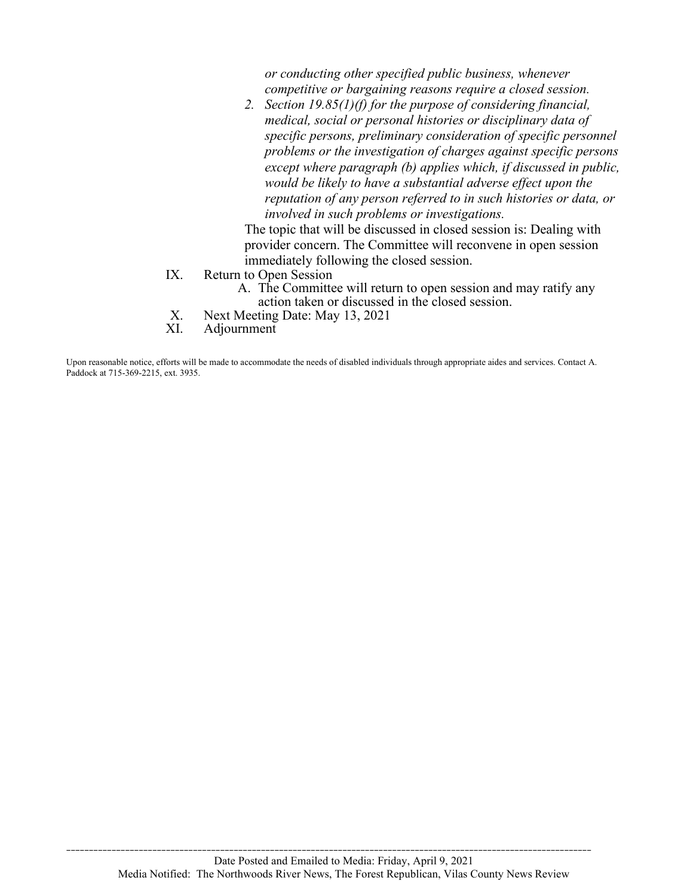*or conducting other specified public business, whenever competitive or bargaining reasons require a closed session.*

2. *Section 19.85(1)(f) for the purpose of considering financial, medical, social or personal histories or disciplinary data of specific persons, preliminary consideration of specific personnel problems or the investigation of charges against specific persons except where paragraph (b) applies which, if discussed in public, would be likely to have a substantial adverse effect upon the reputation of any person referred to in such histories or data, or involved in such problems or investigations.*

The topic that will be discussed in closed session is: Dealing with provider concern. The Committee will reconvene in open session immediately following the closed session.

IX. Return to Open Session
   - A. The Committee will return to open session and may ratify any action taken or discussed in the closed session.

X. Next Meeting Date: May 13, 2021

XI. Adjournment

Upon reasonable notice, efforts will be made to accommodate the needs of disabled individuals through appropriate aides and services. Contact A. Paddock at 715-369-2215, ext. 3935.

---

Date Posted and Emailed to Media: Friday, April 9, 2021

Media Notified: The Northwoods River News, The Forest Republican, Vilas County News Review